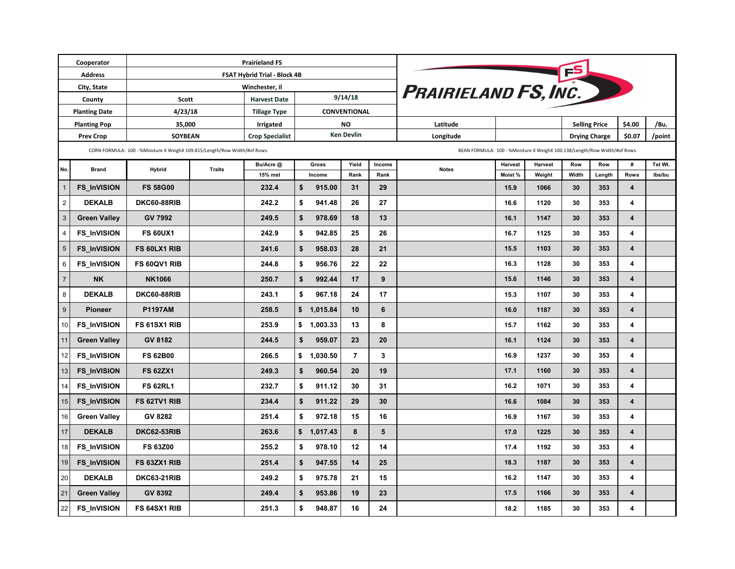| Cooperator | Prairieland FS | | |
|---|---|---|---|
| Address | FSAT Hybrid Trial - Block 4B | | |
| City, State | Winchester, il | | |
| County | Scott | Harvest Date | 9/14/18 |
| Planting Date | 4/23/18 | Tillage Type | CONVENTIONAL |
| Planting Pop | 35,000 | Irrigated | NO |
| Prev Crop | SOYBEAN | Crop Specialist | Ken Devlin |

**PRAIRIELAND FS, INC.**

| Latitude | | Selling Price | $4.00 | /Bu. |
|---|---|---|---|---|
| Longitude | | Drying Charge | $0.07 | /point |

CORN FORMULA: 100 - %Moisture X WeighX 109.815/Length/Row Width/#of Rows.

BEAN FORMULA: 100 - %Moisture X WeighX 100.138/Length/Row Width/#of Rows.

| No. | Brand | Hybrid | Traits | Bu/Acre @ 15% mst | Gross Income | Yield Rank | Income Rank | Notes | Harvest Moist % | Harvest Weight | Row Width | Row Length | # Rows | Tst Wt. lbs/bu |
|---|---|---|---|---|---|---|---|---|---|---|---|---|---|---|
| 1 | FS_InVISION | FS 58G00 | | 232.4 | $ 915.00 | 31 | 29 | | 15.9 | 1066 | 30 | 353 | 4 | |
| 2 | DEKALB | DKC60-88RIB | | 242.2 | $ 941.48 | 26 | 27 | | 16.6 | 1120 | 30 | 353 | 4 | |
| 3 | Green Valley | GV 7992 | | 249.5 | $ 978.69 | 18 | 13 | | 16.1 | 1147 | 30 | 353 | 4 | |
| 4 | FS_InVISION | FS 60UX1 | | 242.9 | $ 942.85 | 25 | 26 | | 16.7 | 1125 | 30 | 353 | 4 | |
| 5 | FS_InVISION | FS 60LX1 RIB | | 241.6 | $ 958.03 | 28 | 21 | | 15.5 | 1103 | 30 | 353 | 4 | |
| 6 | FS_InVISION | FS 60QV1 RIB | | 244.8 | $ 956.76 | 22 | 22 | | 16.3 | 1128 | 30 | 353 | 4 | |
| 7 | NK | NK1066 | | 250.7 | $ 992.44 | 17 | 9 | | 15.6 | 1146 | 30 | 353 | 4 | |
| 8 | DEKALB | DKC60-88RIB | | 243.1 | $ 967.18 | 24 | 17 | | 15.3 | 1107 | 30 | 353 | 4 | |
| 9 | Pioneer | P1197AM | | 258.5 | $ 1,015.84 | 10 | 6 | | 16.0 | 1187 | 30 | 353 | 4 | |
| 10 | FS_InVISION | FS 61SX1 RIB | | 253.9 | $ 1,003.33 | 13 | 8 | | 15.7 | 1162 | 30 | 353 | 4 | |
| 11 | Green Valley | GV 8182 | | 244.5 | $ 959.07 | 23 | 20 | | 16.1 | 1124 | 30 | 353 | 4 | |
| 12 | FS_InVISION | FS 62B00 | | 266.5 | $ 1,030.50 | 7 | 3 | | 16.9 | 1237 | 30 | 353 | 4 | |
| 13 | FS_InVISION | FS 62ZX1 | | 249.3 | $ 960.54 | 20 | 19 | | 17.1 | 1160 | 30 | 353 | 4 | |
| 14 | FS_InVISION | FS 62RL1 | | 232.7 | $ 911.12 | 30 | 31 | | 16.2 | 1071 | 30 | 353 | 4 | |
| 15 | FS_InVISION | FS 62TV1 RIB | | 234.4 | $ 911.22 | 29 | 30 | | 16.6 | 1084 | 30 | 353 | 4 | |
| 16 | Green Valley | GV 8282 | | 251.4 | $ 972.18 | 15 | 16 | | 16.9 | 1167 | 30 | 353 | 4 | |
| 17 | DEKALB | DKC62-53RIB | | 263.6 | $ 1,017.43 | 8 | 5 | | 17.0 | 1225 | 30 | 353 | 4 | |
| 18 | FS_InVISION | FS 63Z00 | | 255.2 | $ 978.10 | 12 | 14 | | 17.4 | 1192 | 30 | 353 | 4 | |
| 19 | FS_InVISION | FS 63ZX1 RIB | | 251.4 | $ 947.55 | 14 | 25 | | 18.3 | 1187 | 30 | 353 | 4 | |
| 20 | DEKALB | DKC63-21RIB | | 249.2 | $ 975.78 | 21 | 15 | | 16.2 | 1147 | 30 | 353 | 4 | |
| 21 | Green Valley | GV 8392 | | 249.4 | $ 953.86 | 19 | 23 | | 17.5 | 1166 | 30 | 353 | 4 | |
| 22 | FS_InVISION | FS 64SX1 RIB | | 251.3 | $ 948.87 | 16 | 24 | | 18.2 | 1185 | 30 | 353 | 4 | |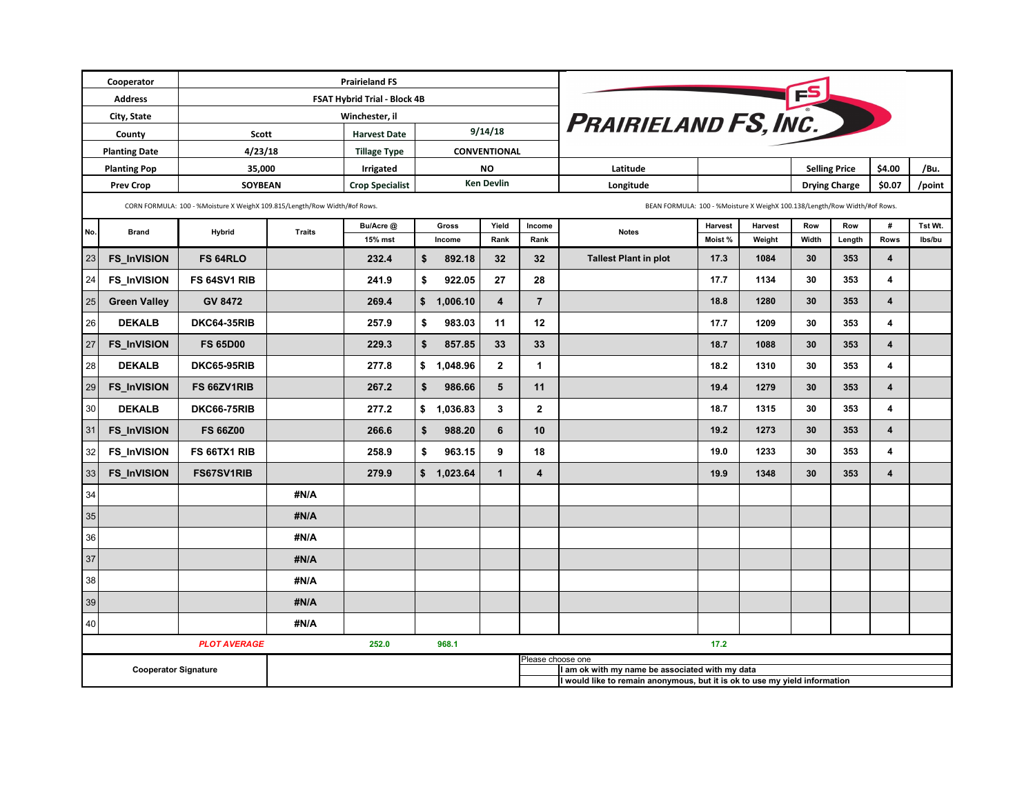| Cooperator | Prairieland FS | | |
|---|---|---|---|
| Address | FSAT Hybrid Trial - Block 4B | | |
| City, State | Winchester, il | | |
| County | Scott | Harvest Date | 9/14/18 |
| Planting Date | 4/23/18 | Tillage Type | CONVENTIONAL |
| Planting Pop | 35,000 | Irrigated | NO |
| Prev Crop | SOYBEAN | Crop Specialist | Ken Devlin |

**PRAIRIELAND FS, INC.**

| Latitude | | Selling Price | $4.00 | /Bu. |
|---|---|---|---|---|
| Longitude | | Drying Charge | $0.07 | /point |

CORN FORMULA: 100 - %Moisture X WeighX 109.815/Length/Row Width/#of Rows.

BEAN FORMULA: 100 - %Moisture X WeighX 100.138/Length/Row Width/#of Rows.

| No. | Brand | Hybrid | Traits | Bu/Acre @ 15% mst | Gross Income | Yield Rank | Income Rank | Notes | Harvest Moist % | Harvest Weight | Row Width | Row Length | # Rows | Tst Wt. lbs/bu |
|---|---|---|---|---|---|---|---|---|---|---|---|---|---|---|
| 23 | FS_InVISION | FS 64RLO | | 232.4 | $ 892.18 | 32 | 32 | Tallest Plant in plot | 17.3 | 1084 | 30 | 353 | 4 | |
| 24 | FS_InVISION | FS 64SV1 RIB | | 241.9 | $ 922.05 | 27 | 28 | | 17.7 | 1134 | 30 | 353 | 4 | |
| 25 | Green Valley | GV 8472 | | 269.4 | $ 1,006.10 | 4 | 7 | | 18.8 | 1280 | 30 | 353 | 4 | |
| 26 | DEKALB | DKC64-35RIB | | 257.9 | $ 983.03 | 11 | 12 | | 17.7 | 1209 | 30 | 353 | 4 | |
| 27 | FS_InVISION | FS 65D00 | | 229.3 | $ 857.85 | 33 | 33 | | 18.7 | 1088 | 30 | 353 | 4 | |
| 28 | DEKALB | DKC65-95RIB | | 277.8 | $ 1,048.96 | 2 | 1 | | 18.2 | 1310 | 30 | 353 | 4 | |
| 29 | FS_InVISION | FS 66ZV1RIB | | 267.2 | $ 986.66 | 5 | 11 | | 19.4 | 1279 | 30 | 353 | 4 | |
| 30 | DEKALB | DKC66-75RIB | | 277.2 | $ 1,036.83 | 3 | 2 | | 18.7 | 1315 | 30 | 353 | 4 | |
| 31 | FS_InVISION | FS 66Z00 | | 266.6 | $ 988.20 | 6 | 10 | | 19.2 | 1273 | 30 | 353 | 4 | |
| 32 | FS_InVISION | FS 66TX1 RIB | | 258.9 | $ 963.15 | 9 | 18 | | 19.0 | 1233 | 30 | 353 | 4 | |
| 33 | FS_InVISION | FS67SV1RIB | | 279.9 | $ 1,023.64 | 1 | 4 | | 19.9 | 1348 | 30 | 353 | 4 | |
| 34 | | | #N/A | | | | | | | | | | | |
| 35 | | | #N/A | | | | | | | | | | | |
| 36 | | | #N/A | | | | | | | | | | | |
| 37 | | | #N/A | | | | | | | | | | | |
| 38 | | | #N/A | | | | | | | | | | | |
| 39 | | | #N/A | | | | | | | | | | | |
| 40 | | | #N/A | | | | | | | | | | | |
| | | *PLOT AVERAGE* | | 252.0 | 968.1 | | | | 17.2 | | | | | |

Cooperator Signature

Please choose one

- I am ok with my name be associated with my data
- I would like to remain anonymous, but it is ok to use my yield information